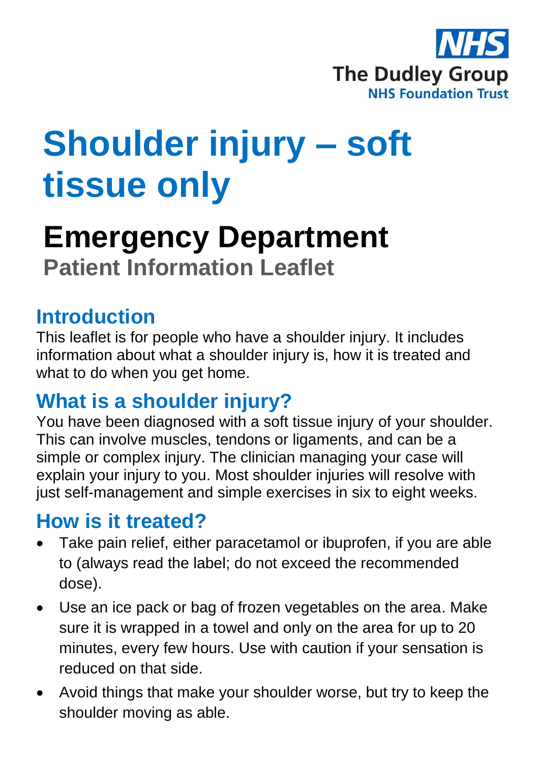NHS

The Dudley Group
NHS Foundation Trust

# Shoulder injury – soft tissue only

## Emergency Department

### Patient Information Leaflet

## Introduction

This leaflet is for people who have a shoulder injury. It includes information about what a shoulder injury is, how it is treated and what to do when you get home.

## What is a shoulder injury?

You have been diagnosed with a soft tissue injury of your shoulder. This can involve muscles, tendons or ligaments, and can be a simple or complex injury. The clinician managing your case will explain your injury to you. Most shoulder injuries will resolve with just self-management and simple exercises in six to eight weeks.

## How is it treated?

- Take pain relief, either paracetamol or ibuprofen, if you are able to (always read the label; do not exceed the recommended dose).
- Use an ice pack or bag of frozen vegetables on the area. Make sure it is wrapped in a towel and only on the area for up to 20 minutes, every few hours. Use with caution if your sensation is reduced on that side.
- Avoid things that make your shoulder worse, but try to keep the shoulder moving as able.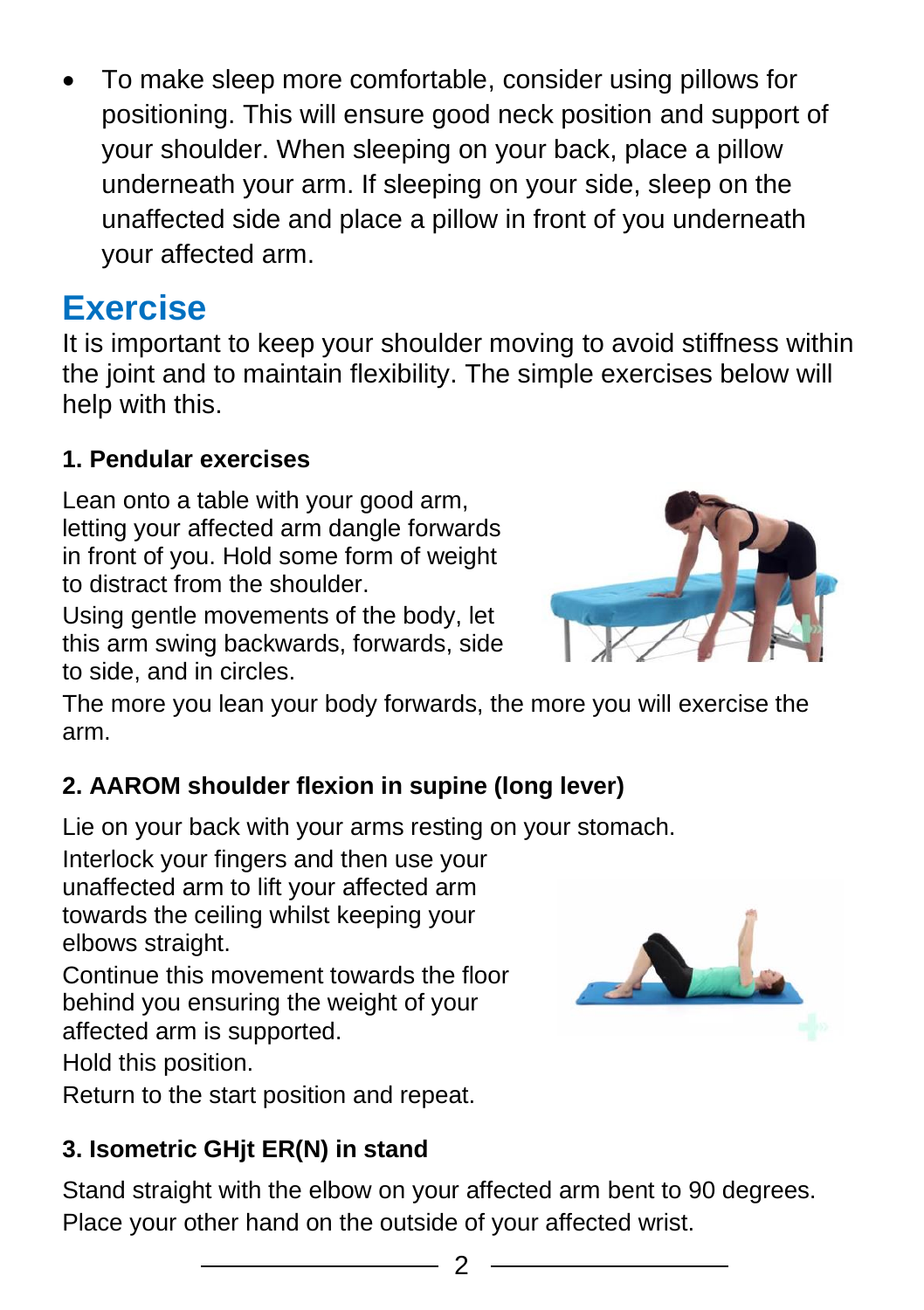- To make sleep more comfortable, consider using pillows for positioning. This will ensure good neck position and support of your shoulder. When sleeping on your back, place a pillow underneath your arm. If sleeping on your side, sleep on the unaffected side and place a pillow in front of you underneath your affected arm.

## Exercise

It is important to keep your shoulder moving to avoid stiffness within the joint and to maintain flexibility. The simple exercises below will help with this.

### 1. Pendular exercises

Lean onto a table with your good arm, letting your affected arm dangle forwards in front of you. Hold some form of weight to distract from the shoulder.

Using gentle movements of the body, let this arm swing backwards, forwards, side to side, and in circles.

The more you lean your body forwards, the more you will exercise the arm.

### 2. AAROM shoulder flexion in supine (long lever)

Lie on your back with your arms resting on your stomach.

Interlock your fingers and then use your unaffected arm to lift your affected arm towards the ceiling whilst keeping your elbows straight.

Continue this movement towards the floor behind you ensuring the weight of your affected arm is supported.

Hold this position.

Return to the start position and repeat.

### 3. Isometric GHjt ER(N) in stand

Stand straight with the elbow on your affected arm bent to 90 degrees. Place your other hand on the outside of your affected wrist.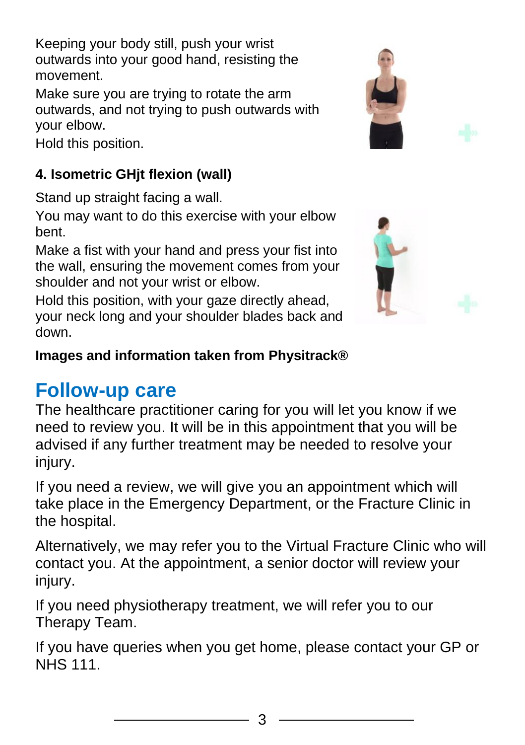Keeping your body still, push your wrist outwards into your good hand, resisting the movement.

Make sure you are trying to rotate the arm outwards, and not trying to push outwards with your elbow.

Hold this position.

**4. Isometric GHjt flexion (wall)**

Stand up straight facing a wall.

You may want to do this exercise with your elbow bent.

Make a fist with your hand and press your fist into the wall, ensuring the movement comes from your shoulder and not your wrist or elbow.

Hold this position, with your gaze directly ahead, your neck long and your shoulder blades back and down.

**Images and information taken from Physitrack®**

## Follow-up care

The healthcare practitioner caring for you will let you know if we need to review you. It will be in this appointment that you will be advised if any further treatment may be needed to resolve your injury.

If you need a review, we will give you an appointment which will take place in the Emergency Department, or the Fracture Clinic in the hospital.

Alternatively, we may refer you to the Virtual Fracture Clinic who will contact you. At the appointment, a senior doctor will review your injury.

If you need physiotherapy treatment, we will refer you to our Therapy Team.

If you have queries when you get home, please contact your GP or NHS 111.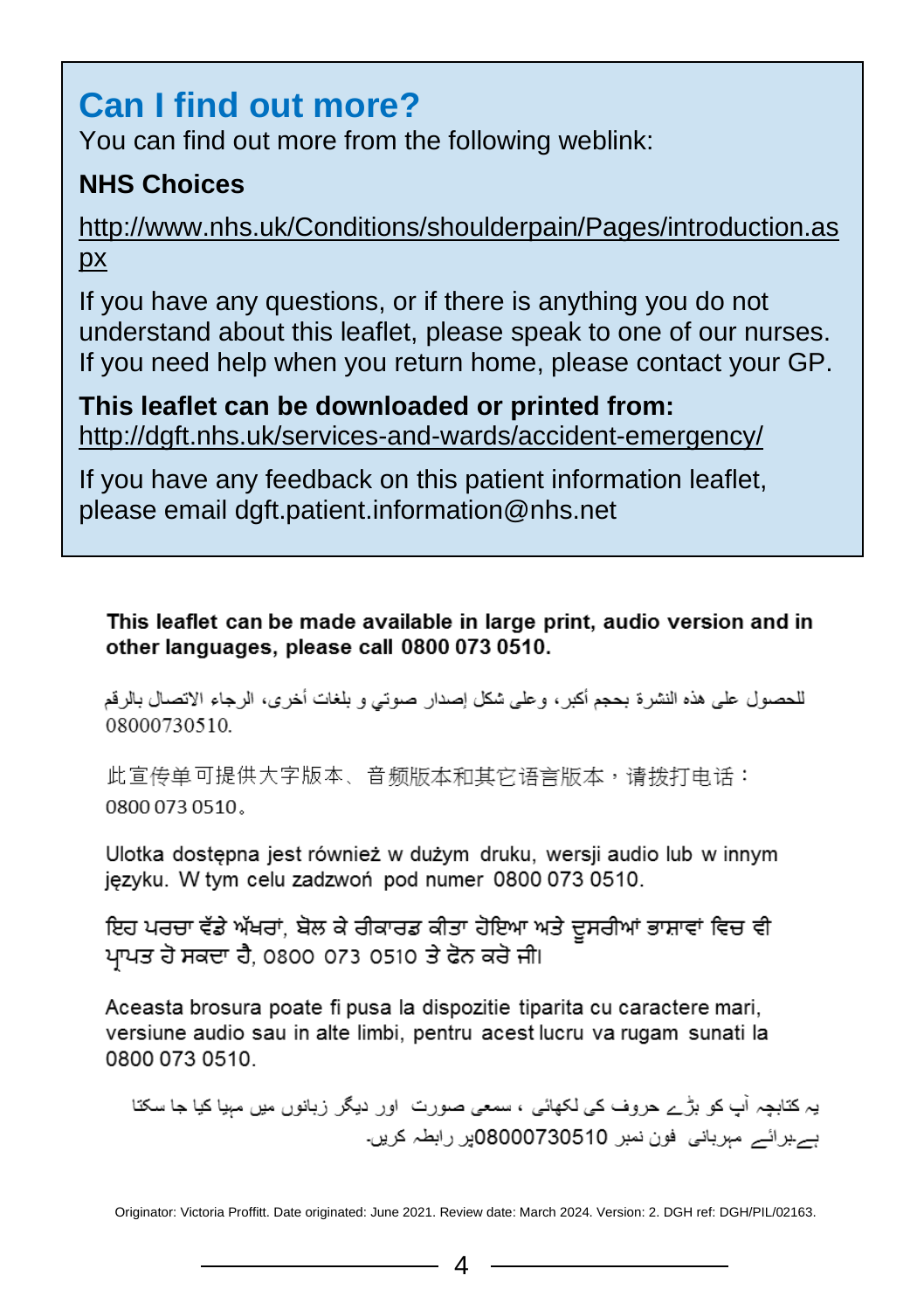## Can I find out more?

You can find out more from the following weblink:

**NHS Choices**

http://www.nhs.uk/Conditions/shoulderpain/Pages/introduction.aspx

If you have any questions, or if there is anything you do not understand about this leaflet, please speak to one of our nurses. If you need help when you return home, please contact your GP.

**This leaflet can be downloaded or printed from:**
http://dgft.nhs.uk/services-and-wards/accident-emergency/

If you have any feedback on this patient information leaflet, please email dgft.patient.information@nhs.net

**This leaflet can be made available in large print, audio version and in other languages, please call 0800 073 0510.**

للحصول على هذه النشرة بحجم أكبر، وعلى شكل إصدار صوتي و بلغات أخرى، الرجاء الاتصال بالرقم 08000730510.

此宣传单可提供大字版本、音频版本和其它语言版本，请拨打电话：0800 073 0510。

Ulotka dostępna jest również w dużym druku, wersji audio lub w innym języku. W tym celu zadzwoń pod numer 0800 073 0510.

ਇਹ ਪਰਚਾ ਵੱਡੇ ਅੱਖਰਾਂ, ਬੋਲ ਕੇ ਰੀਕਾਰਡ ਕੀਤਾ ਹੋਇਆ ਅਤੇ ਦੂਸਰੀਆਂ ਭਾਸ਼ਾਵਾਂ ਵਿਚ ਵੀ ਪ੍ਰਾਪਤ ਹੋ ਸਕਦਾ ਹੈ, 0800 073 0510 ਤੇ ਫੋਨ ਕਰੋ ਜੀ।

Aceasta brosura poate fi pusa la dispozitie tiparita cu caractere mari, versiune audio sau in alte limbi, pentru acest lucru va rugam sunati la 0800 073 0510.

یہ کتابچہ آپ کو بڑے حروف کی لکھائی ، سمعی صورت اور دیگر زبانوں میں مہیا کیا جا سکتا ہے۔برائے مہربانی فون نمبر 08000730510پر رابطہ کریں۔

Originator: Victoria Proffitt. Date originated: June 2021. Review date: March 2024. Version: 2. DGH ref: DGH/PIL/02163.